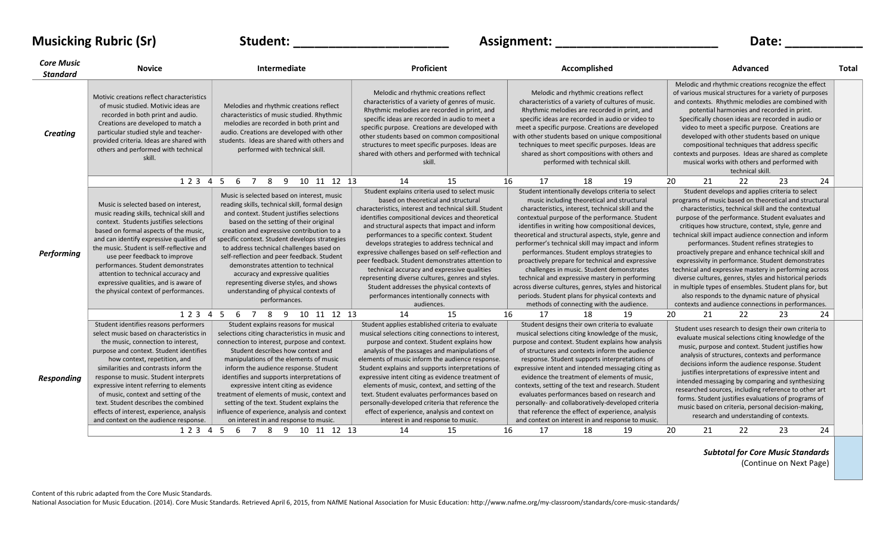**Musicking Rubric (Sr)** **Student: ______________________** **Assignment: ______________________** **Date: ___________**

| *Core Music Standard* | Novice | Intermediate | Proficient | Accomplished | Advanced | Total |
|---|---|---|---|---|---|---|
| ***Creating*** | Motivic creations reflect characteristics of music studied. Motivic ideas are recorded in both print and audio. Creations are developed to match a particular studied style and teacher-provided criteria. Ideas are shared with others and performed with technical skill. | Melodies and rhythmic creations reflect characteristics of music studied. Rhythmic melodies are recorded in both print and audio. Creations are developed with other students. Ideas are shared with others and performed with technical skill. | Melodic and rhythmic creations reflect characteristics of a variety of genres of music. Rhythmic melodies are recorded in print, and specific ideas are recorded in audio to meet a specific purpose. Creations are developed with other students based on common compositional structures to meet specific purposes. Ideas are shared with others and performed with technical skill. | Melodic and rhythmic creations reflect characteristics of a variety of cultures of music. Rhythmic melodies are recorded in print, and specific ideas are recorded in audio or video to meet a specific purpose. Creations are developed with other students based on unique compositional techniques to meet specific purposes. Ideas are shared as short compositions with others and performed with technical skill. | Melodic and rhythmic creations recognize the effect of various musical structures for a variety of purposes and contexts. Rhythmic melodies are combined with potential harmonies and recorded in print. Specifically chosen ideas are recorded in audio or video to meet a specific purpose. Creations are developed with other students based on unique compositional techniques that address specific contexts and purposes. Ideas are shared as complete musical works with others and performed with technical skill. | |
| | 1 2 3 4 | 5 6 7 8 9 10 11 12 13 | 14 15 | 16 17 18 19 | 20 21 22 23 24 | |
| ***Performing*** | Music is selected based on interest, music reading skills, technical skill and context. Students justifies selections based on formal aspects of the music, and can identify expressive qualities of the music. Student is self-reflective and use peer feedback to improve performances. Student demonstrates attention to technical accuracy and expressive qualities, and is aware of the physical context of performances. | Music is selected based on interest, music reading skills, technical skill, formal design and context. Student justifies selections based on the setting of their original creation and expressive contribution to a specific context. Student develops strategies to address technical challenges based on self-reflection and peer feedback. Student demonstrates attention to technical accuracy and expressive qualities representing diverse styles, and shows understanding of physical contexts of performances. | Student explains criteria used to select music based on theoretical and structural characteristics, interest and technical skill. Student identifies compositional devices and theoretical and structural aspects that impact and inform performances to a specific context. Student develops strategies to address technical and expressive challenges based on self-reflection and peer feedback. Student demonstrates attention to technical accuracy and expressive qualities representing diverse cultures, genres and styles. Student addresses the physical contexts of performances intentionally connects with audiences. | Student intentionally develops criteria to select music including theoretical and structural characteristics, interest, technical skill and the contextual purpose of the performance. Student identifies in writing how compositional devices, theoretical and structural aspects, style, genre and performer's technical skill may impact and inform performances. Student employs strategies to proactively prepare for technical and expressive challenges in music. Student demonstrates technical and expressive mastery in performing across diverse cultures, genres, styles and historical periods. Student plans for physical contexts and methods of connecting with the audience. | Student develops and applies criteria to select programs of music based on theoretical and structural characteristics, technical skill and the contextual purpose of the performance. Student evaluates and critiques how structure, context, style, genre and technical skill impact audience connection and inform performances. Student refines strategies to proactively prepare and enhance technical skill and expressivity in performance. Student demonstrates technical and expressive mastery in performing across diverse cultures, genres, styles and historical periods in multiple types of ensembles. Student plans for, but also responds to the dynamic nature of physical contexts and audience connections in performances. | |
| | 1 2 3 4 | 5 6 7 8 9 10 11 12 13 | 14 15 | 16 17 18 19 | 20 21 22 23 24 | |
| ***Responding*** | Student identifies reasons performers select music based on characteristics in the music, connection to interest, purpose and context. Student identifies how context, repetition, and similarities and contrasts inform the response to music. Student interprets expressive intent referring to elements of music, context and setting of the text. Student describes the combined effects of interest, experience, analysis and context on the audience response. | Student explains reasons for musical selections citing characteristics in music and connection to interest, purpose and context. Student describes how context and manipulations of the elements of music inform the audience response. Student identifies and supports interpretations of expressive intent citing as evidence treatment of elements of music, context and setting of the text. Student explains the influence of experience, analysis and context on interest in and response to music. | Student applies established criteria to evaluate musical selections citing connections to interest, purpose and context. Student explains how analysis of the passages and manipulations of elements of music inform the audience response. Student explains and supports interpretations of expressive intent citing as evidence treatment of elements of music, context, and setting of the text. Student evaluates performances based on personally-developed criteria that reference the effect of experience, analysis and context on interest in and response to music. | Student designs their own criteria to evaluate musical selections citing knowledge of the music, purpose and context. Student explains how analysis of structures and contexts inform the audience response. Student supports interpretations of expressive intent and intended messaging citing as evidence the treatment of elements of music, contexts, setting of the text and research. Student evaluates performances based on research and personally- and collaboratively-developed criteria that reference the effect of experience, analysis and context on interest in and response to music. | Student uses research to design their own criteria to evaluate musical selections citing knowledge of the music, purpose and context. Student justifies how analysis of structures, contexts and performance decisions inform the audience response. Student justifies interpretations of expressive intent and intended messaging by comparing and synthesizing researched sources, including reference to other art forms. Student justifies evaluations of programs of music based on criteria, personal decision-making, research and understanding of contexts. | |
| | 1 2 3 4 | 5 6 7 8 9 10 11 12 13 | 14 15 | 16 17 18 19 | 20 21 22 23 24 | |

***Subtotal for Core Music Standards***
(Continue on Next Page)

Content of this rubric adapted from the Core Music Standards.
National Association for Music Education. (2014). Core Music Standards. Retrieved April 6, 2015, from NAfME National Association for Music Education: http://www.nafme.org/my-classroom/standards/core-music-standards/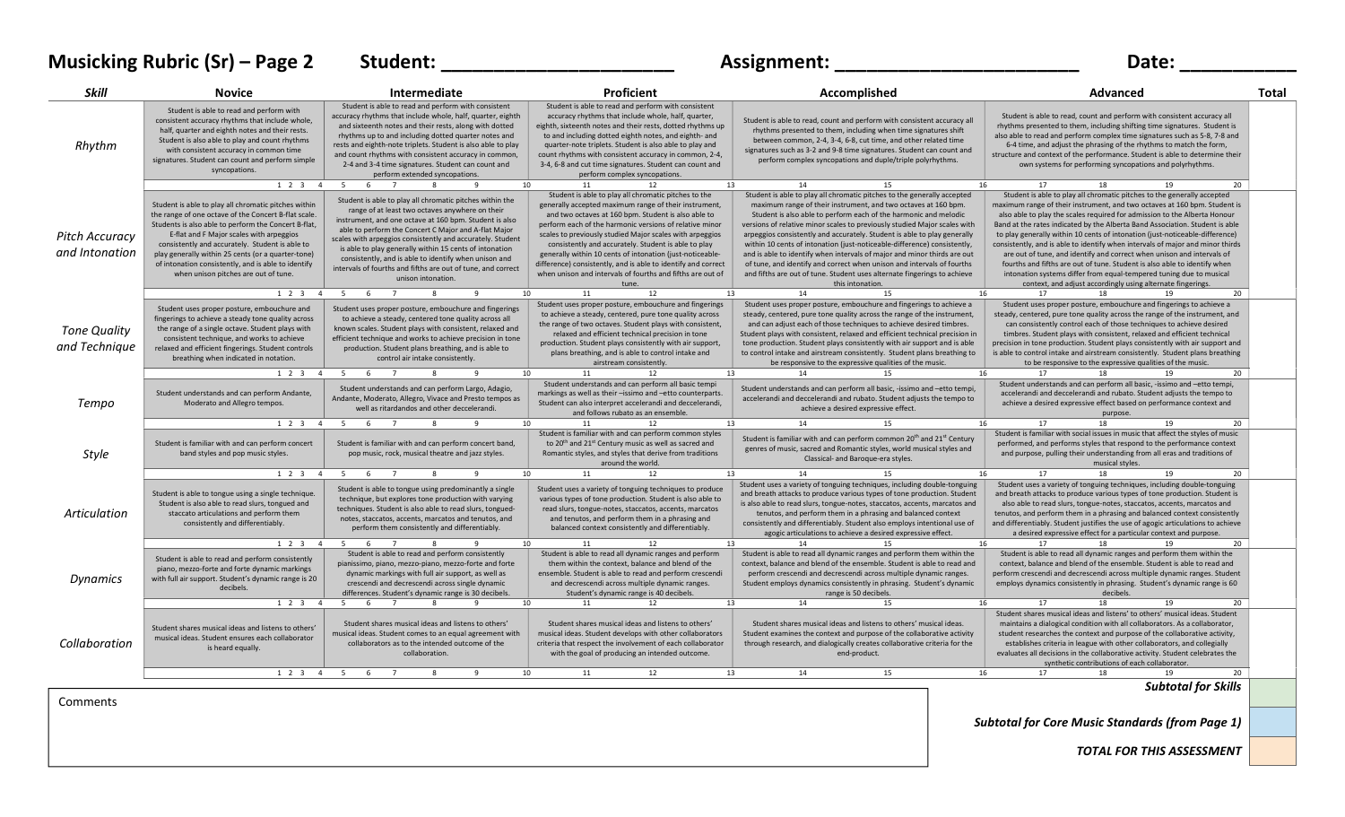# Musicking Rubric (Sr) – Page 2

**Student:** ______________________ **Assignment:** ______________________ **Date:** __________

| *Skill* | Novice | Intermediate | Proficient | Accomplished | Advanced | Total |
|---|---|---|---|---|---|---|
| *Rhythm* | Student is able to read and perform with consistent accuracy rhythms that include whole, half, quarter and eighth notes and their rests. Student is also able to play and count rhythms with consistent accuracy in common time signatures. Student can count and perform simple syncopations. | Student is able to read and perform with consistent accuracy rhythms that include whole, half, quarter, eighth and sixteenth notes and their rests, along with dotted rhythms up to and including dotted quarter notes and rests and eighth-note triplets. Student is also able to play and count rhythms with consistent accuracy in common, 2-4 and 3-4 time signatures. Student can count and perform extended syncopations. | Student is able to read and perform with consistent accuracy rhythms that include whole, half, quarter, eighth, sixteenth notes and their rests, dotted rhythms up to and including dotted eighth notes, and eighth- and quarter-note triplets. Student is also able to play and count rhythms with consistent accuracy in common, 2-4, 3-4, 6-8 and cut time signatures. Student can count and perform complex syncopations. | Student is able to read, count and perform with consistent accuracy all rhythms presented to them, including when time signatures shift between common, 2-4, 3-4, 6-8, cut time, and other related time signatures such as 3-2 and 9-8 time signatures. Student can count and perform complex syncopations and duple/triple polyrhythms. | Student is able to read, count and perform with consistent accuracy all rhythms presented to them, including shifting time signatures. Student is also able to read and perform complex time signatures such as 5-8, 7-8 and 6-4 time, and adjust the phrasing of the rhythms to match the form, structure and context of the performance. Student is able to determine their own systems for performing syncopations and polyrhythms. | |
| | 1 2 3 4 | 5 6 7 8 9 | 10 11 12 13 | 14 15 16 | 17 18 19 20 | |
| *Pitch Accuracy and Intonation* | Student is able to play all chromatic pitches within the range of one octave of the Concert B-flat scale. Students is also able to perform the Concert B-flat, E-flat and F Major scales with arpeggios consistently and accurately. Student is able to play generally within 25 cents (or a quarter-tone) of intonation consistently, and is able to identify when unison pitches are out of tune. | Student is able to play all chromatic pitches within the range of at least two octaves anywhere on their instrument, and one octave at 160 bpm. Student is also able to perform the Concert C Major and A-flat Major scales with arpeggios consistently and accurately. Student is able to play generally within 15 cents of intonation consistently, and is able to identify when unison and intervals of fourths and fifths are out of tune, and correct unison intonation. | Student is able to play all chromatic pitches to the generally accepted maximum range of their instrument, and two octaves at 160 bpm. Student is also able to perform each of the harmonic versions of relative minor scales to previously studied Major scales with arpeggios consistently and accurately. Student is able to play generally within 10 cents of intonation (just-noticeable-difference) consistently, and is able to identify and correct when unison and intervals of fourths and fifths are out of tune. | Student is able to play all chromatic pitches to the generally accepted maximum range of their instrument, and two octaves at 160 bpm. Student is also able to perform each of the harmonic and melodic versions of relative minor scales to previously studied Major scales with arpeggios consistently and accurately. Student is able to play generally within 10 cents of intonation (just-noticeable-difference) consistently, and is able to identify when intervals of major and minor thirds are out of tune, and identify and correct when unison and intervals of fourths and fifths are out of tune. Student uses alternate fingerings to achieve this intonation. | Student is able to play all chromatic pitches to the generally accepted maximum range of their instrument, and two octaves at 160 bpm. Student is also able to play the scales required for admission to the Alberta Honour Band at the rates indicated by the Alberta Band Association. Student is able to play generally within 10 cents of intonation (just-noticeable-difference) consistently, and is able to identify when intervals of major and minor thirds are out of tune, and identify and correct when unison and intervals of fourths and fifths are out of tune. Student is also able to identify when intonation systems differ from equal-tempered tuning due to musical context, and adjust accordingly using alternate fingerings. | |
| | 1 2 3 4 | 5 6 7 8 9 | 10 11 12 13 | 14 15 16 | 17 18 19 20 | |
| *Tone Quality and Technique* | Student uses proper posture, embouchure and fingerings to achieve a steady tone quality across the range of a single octave. Student plays with consistent technique, and works to achieve relaxed and efficient fingerings. Student controls breathing when indicated in notation. | Student uses proper posture, embouchure and fingerings to achieve a steady, centered tone quality across all known scales. Student plays with consistent, relaxed and efficient technique and works to achieve precision in tone production. Student plans breathing, and is able to control air intake consistently. | Student uses proper posture, embouchure and fingerings to achieve a steady, centered, pure tone quality across the range of two octaves. Student plays with consistent, relaxed and efficient technical precision in tone production. Student plays consistently with air support, plans breathing, and is able to control intake and airstream consistently. | Student uses proper posture, embouchure and fingerings to achieve a steady, centered, pure tone quality across the range of the instrument, and can adjust each of those techniques to achieve desired timbres. Student plays with consistent, relaxed and efficient technical precision in tone production. Student plays consistently with air support and is able to control intake and airstream consistently. Student plans breathing to be responsive to the expressive qualities of the music. | Student uses proper posture, embouchure and fingerings to achieve a steady, centered, pure tone quality across the range of the instrument, and can consistently control each of those techniques to achieve desired timbres. Student plays with consistent, relaxed and efficient technical precision in tone production. Student plays consistently with air support and is able to control intake and airstream consistently. Student plans breathing to be responsive to the expressive qualities of the music. | |
| | 1 2 3 4 | 5 6 7 8 9 | 10 11 12 13 | 14 15 16 | 17 18 19 20 | |
| *Tempo* | Student understands and can perform Andante, Moderato and Allegro tempos. | Student understands and can perform Largo, Adagio, Andante, Moderato, Allegro, Vivace and Presto tempos as well as ritardandos and other decelerandi. | Student understands and can perform all basic tempi markings as well as their –issimo and –etto counterparts. Student can also interpret accelerandi and decelerandi, and follows rubato as an ensemble. | Student understands and can perform all basic, -issimo and –etto tempi, accelerandi and deccelerandi and rubato. Student adjusts the tempo to achieve a desired expressive effect. | Student understands and can perform all basic, -issimo and –etto tempi, accelerandi and deccelerandi and rubato. Student adjusts the tempo to achieve a desired expressive effect based on performance context and purpose. | |
| | 1 2 3 4 | 5 6 7 8 9 | 10 11 12 13 | 14 15 16 | 17 18 19 20 | |
| *Style* | Student is familiar with and can perform concert band styles and pop music styles. | Student is familiar with and can perform concert band, pop music, rock, musical theatre and jazz styles. | Student is familiar with and can perform common styles to 20th and 21st Century music as well as sacred and Romantic styles, and styles that derive from traditions around the world. | Student is familiar with and can perform common 20th and 21st Century genres of music, sacred and Romantic styles, world musical styles and Classical- and Baroque-era styles. | Student is familiar with social issues in music that affect the styles of music performed, and performs styles that respond to the performance context and purpose, pulling their understanding from all eras and traditions of musical styles. | |
| | 1 2 3 4 | 5 6 7 8 9 | 10 11 12 13 | 14 15 16 | 17 18 19 20 | |
| *Articulation* | Student is able to tongue using a single technique. Student is also able to read slurs, tongued and staccato articulations and perform them consistently and differentially. | Student is able to tongue using predominantly a single technique, but explores tone production with varying techniques. Student is also able to read slurs, tongued-notes, staccatos, accents, marcatos and tenutos, and perform them consistently and differentially. | Student uses a variety of tonguing techniques to produce various types of tone production. Student is also able to read slurs, tongue-notes, staccatos, accents, marcatos and tenutos, and perform them in a phrasing and balanced context consistently and differentially. | Student uses a variety of tonguing techniques, including double-tonguing and breath attacks to produce various types of tone production. Student is also able to read slurs, tongue-notes, staccatos, accents, marcatos and tenutos, and perform them in a phrasing and balanced context consistently and differentially. Student also employs intentional use of agogic articulations to achieve a desired expressive effect. | Student uses a variety of tonguing techniques, including double-tonguing and breath attacks to produce various types of tone production. Student is also able to read slurs, tongue-notes, staccatos, accents, marcatos and tenutos, and perform them in a phrasing and balanced context consistently and differentially. Student justifies the use of agogic articulations to achieve a desired expressive effect for a particular context and purpose. | |
| | 1 2 3 4 | 5 6 7 8 9 | 10 11 12 13 | 14 15 16 | 17 18 19 20 | |
| *Dynamics* | Student is able to read and perform consistently piano, mezzo-forte and forte dynamic markings with full air support. Student's dynamic range is 20 decibels. | Student is able to read and perform consistently pianissimo, piano, mezzo-piano, mezzo-forte and forte dynamic markings with full air support, as well as crescendi and decrescendi across single dynamic differences. Student's dynamic range is 30 decibels. | Student is able to read all dynamic ranges and perform them within the context, balance and blend of the ensemble. Student is able to read and perform crescendi and decrescendi across multiple dynamic ranges. Student's dynamic range is 40 decibels. | Student is able to read all dynamic ranges and perform them within the context, balance and blend of the ensemble. Student is able to read and perform crescendi and decrescendi across multiple dynamic ranges. Student employs dynamics consistently in phrasing. Student's dynamic range is 50 decibels. | Student is able to read all dynamic ranges and perform them within the context, balance and blend of the ensemble. Student is able to read and perform crescendi and decrescendi across multiple dynamic ranges. Student employs dynamics consistently in phrasing. Student's dynamic range is 60 decibels. | |
| | 1 2 3 4 | 5 6 7 8 9 | 10 11 12 13 | 14 15 16 | 17 18 19 20 | |
| *Collaboration* | Student shares musical ideas and listens to others' musical ideas. Student ensures each collaborator is heard equally. | Student shares musical ideas and listens to others' musical ideas. Student comes to an equal agreement with collaborators as to the intended outcome of the collaboration. | Student shares musical ideas and listens to others' musical ideas. Student develops with other collaborators criteria that respect the involvement of each collaborator with the goal of producing an intended outcome. | Student shares musical ideas and listens to others' musical ideas. Student examines the context and purpose of the collaborative activity through research, and dialogically creates collaborative criteria for the end-product. | Student shares musical ideas and listens' to others' musical ideas. Student maintains a dialogical condition with all collaborators. As a collaborator, student researches the context and purpose of the collaborative activity, establishes criteria in league with other collaborators, and collegially evaluates all decisions in the collaborative activity. Student celebrates the synthetic contributions of each collaborator. | |
| | 1 2 3 4 | 5 6 7 8 9 | 10 11 12 13 | 14 15 16 | 17 18 19 20 | |

Comments

***Subtotal for Skills***

***Subtotal for Core Music Standards (from Page 1)***

***TOTAL FOR THIS ASSESSMENT***